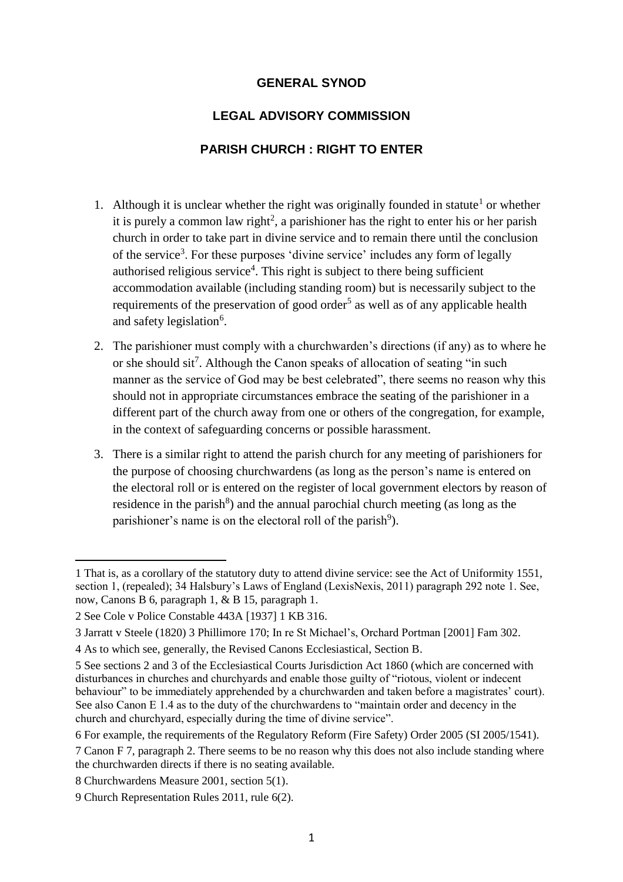**GENERAL SYNOD**

**LEGAL ADVISORY COMMISSION**

**PARISH CHURCH : RIGHT TO ENTER**

1. Although it is unclear whether the right was originally founded in statute[1] or whether it is purely a common law right[2], a parishioner has the right to enter his or her parish church in order to take part in divine service and to remain there until the conclusion of the service[3]. For these purposes 'divine service' includes any form of legally authorised religious service[4]. This right is subject to there being sufficient accommodation available (including standing room) but is necessarily subject to the requirements of the preservation of good order[5] as well as of any applicable health and safety legislation[6].

2. The parishioner must comply with a churchwarden's directions (if any) as to where he or she should sit[7]. Although the Canon speaks of allocation of seating "in such manner as the service of God may be best celebrated", there seems no reason why this should not in appropriate circumstances embrace the seating of the parishioner in a different part of the church away from one or others of the congregation, for example, in the context of safeguarding concerns or possible harassment.

3. There is a similar right to attend the parish church for any meeting of parishioners for the purpose of choosing churchwardens (as long as the person's name is entered on the electoral roll or is entered on the register of local government electors by reason of residence in the parish[8]) and the annual parochial church meeting (as long as the parishioner's name is on the electoral roll of the parish[9]).

---

1 That is, as a corollary of the statutory duty to attend divine service: see the Act of Uniformity 1551, section 1, (repealed); 34 Halsbury's Laws of England (LexisNexis, 2011) paragraph 292 note 1. See, now, Canons B 6, paragraph 1, & B 15, paragraph 1.

2 See Cole v Police Constable 443A [1937] 1 KB 316.

3 Jarratt v Steele (1820) 3 Phillimore 170; In re St Michael's, Orchard Portman [2001] Fam 302.

4 As to which see, generally, the Revised Canons Ecclesiastical, Section B.

5 See sections 2 and 3 of the Ecclesiastical Courts Jurisdiction Act 1860 (which are concerned with disturbances in churches and churchyards and enable those guilty of "riotous, violent or indecent behaviour" to be immediately apprehended by a churchwarden and taken before a magistrates' court). See also Canon E 1.4 as to the duty of the churchwardens to "maintain order and decency in the church and churchyard, especially during the time of divine service".

6 For example, the requirements of the Regulatory Reform (Fire Safety) Order 2005 (SI 2005/1541).

7 Canon F 7, paragraph 2. There seems to be no reason why this does not also include standing where the churchwarden directs if there is no seating available.

8 Churchwardens Measure 2001, section 5(1).

9 Church Representation Rules 2011, rule 6(2).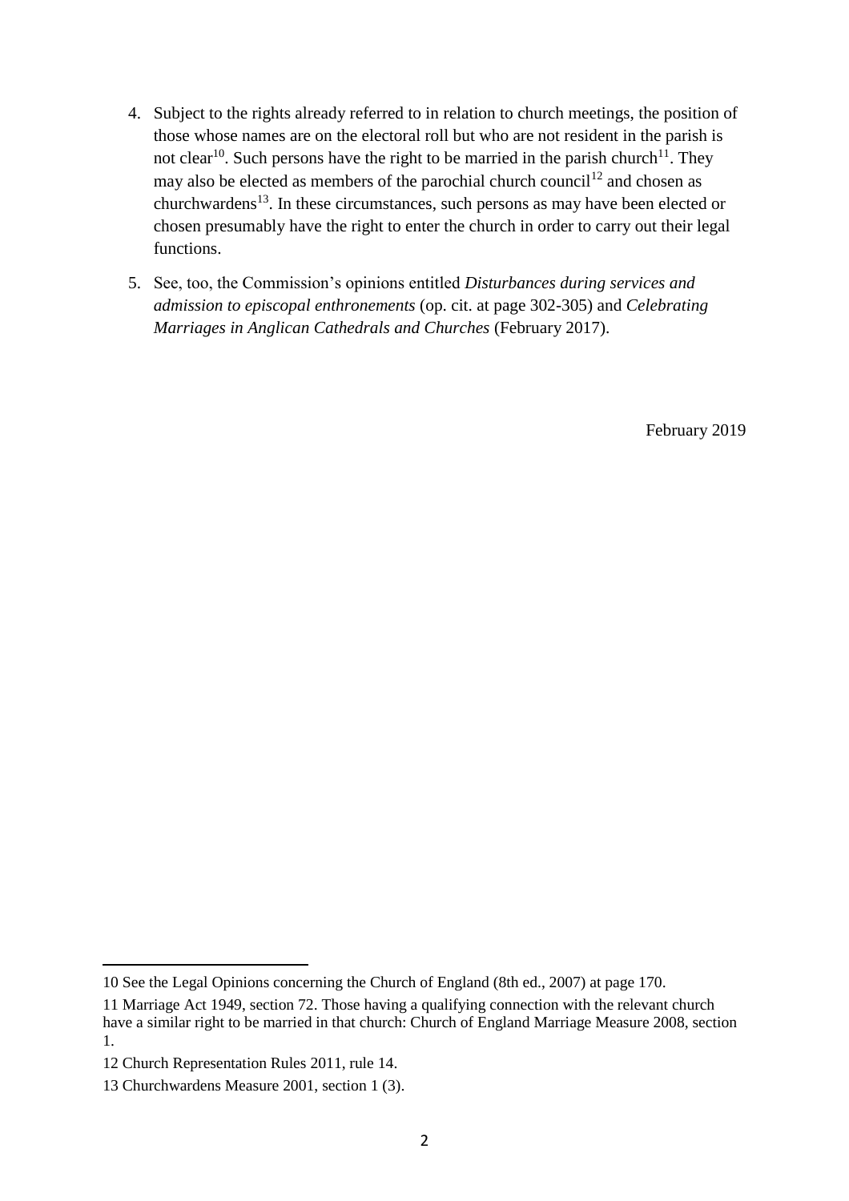4. Subject to the rights already referred to in relation to church meetings, the position of those whose names are on the electoral roll but who are not resident in the parish is not clear[10]. Such persons have the right to be married in the parish church[11]. They may also be elected as members of the parochial church council[12] and chosen as churchwardens[13]. In these circumstances, such persons as may have been elected or chosen presumably have the right to enter the church in order to carry out their legal functions.

5. See, too, the Commission's opinions entitled *Disturbances during services and admission to episcopal enthronements* (op. cit. at page 302-305) and *Celebrating Marriages in Anglican Cathedrals and Churches* (February 2017).

February 2019

---

10 See the Legal Opinions concerning the Church of England (8th ed., 2007) at page 170.

11 Marriage Act 1949, section 72. Those having a qualifying connection with the relevant church have a similar right to be married in that church: Church of England Marriage Measure 2008, section 1.

12 Church Representation Rules 2011, rule 14.

13 Churchwardens Measure 2001, section 1 (3).